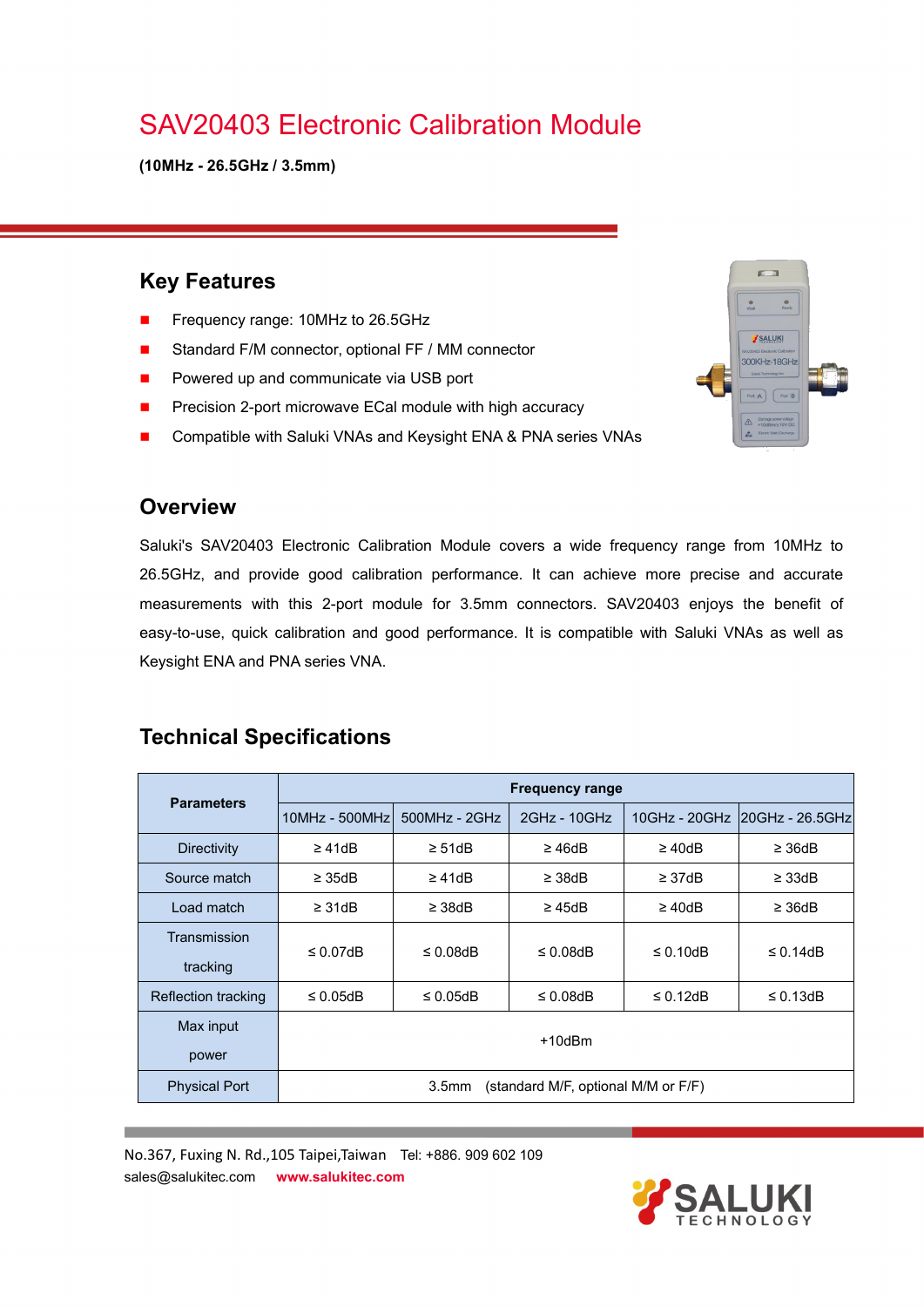# SAV20403 Electronic Calibration Module

**(10MHz - 26.5GHz / 3.5mm)**

## Key Features

- Frequency range: 10MHz to 26.5GHz
- Standard F/M connector, optional FF / MM connector
- Powered up and communicate via USB port
- Precision 2-port microwave ECal module with high accuracy
- Compatible with Saluki VNAs and Keysight ENA & PNA series VNAs

## Overview

Saluki's SAV20403 Electronic Calibration Module covers a wide frequency range from 10MHz to 26.5GHz, and provide good calibration performance. It can achieve more precise and accurate measurements with this 2-port module for 3.5mm connectors. SAV20403 enjoys the benefit of easy-to-use, quick calibration and good performance. It is compatible with Saluki VNAs as well as Keysight ENA and PNA series VNA.

## Technical Specifications

| Parameters | Frequency range | | | | |
|---|---|---|---|---|---|
| | 10MHz - 500MHz | 500MHz - 2GHz | 2GHz - 10GHz | 10GHz - 20GHz | 20GHz - 26.5GHz |
| Directivity | ≥ 41dB | ≥ 51dB | ≥ 46dB | ≥ 40dB | ≥ 36dB |
| Source match | ≥ 35dB | ≥ 41dB | ≥ 38dB | ≥ 37dB | ≥ 33dB |
| Load match | ≥ 31dB | ≥ 38dB | ≥ 45dB | ≥ 40dB | ≥ 36dB |
| Transmission tracking | ≤ 0.07dB | ≤ 0.08dB | ≤ 0.08dB | ≤ 0.10dB | ≤ 0.14dB |
| Reflection tracking | ≤ 0.05dB | ≤ 0.05dB | ≤ 0.08dB | ≤ 0.12dB | ≤ 0.13dB |
| Max input power | +10dBm | | | | |
| Physical Port | 3.5mm (standard M/F, optional M/M or F/F) | | | | |

No.367, Fuxing N. Rd.,105 Taipei,Taiwan Tel: +886. 909 602 109
sales@salukitec.com **www.salukitec.com**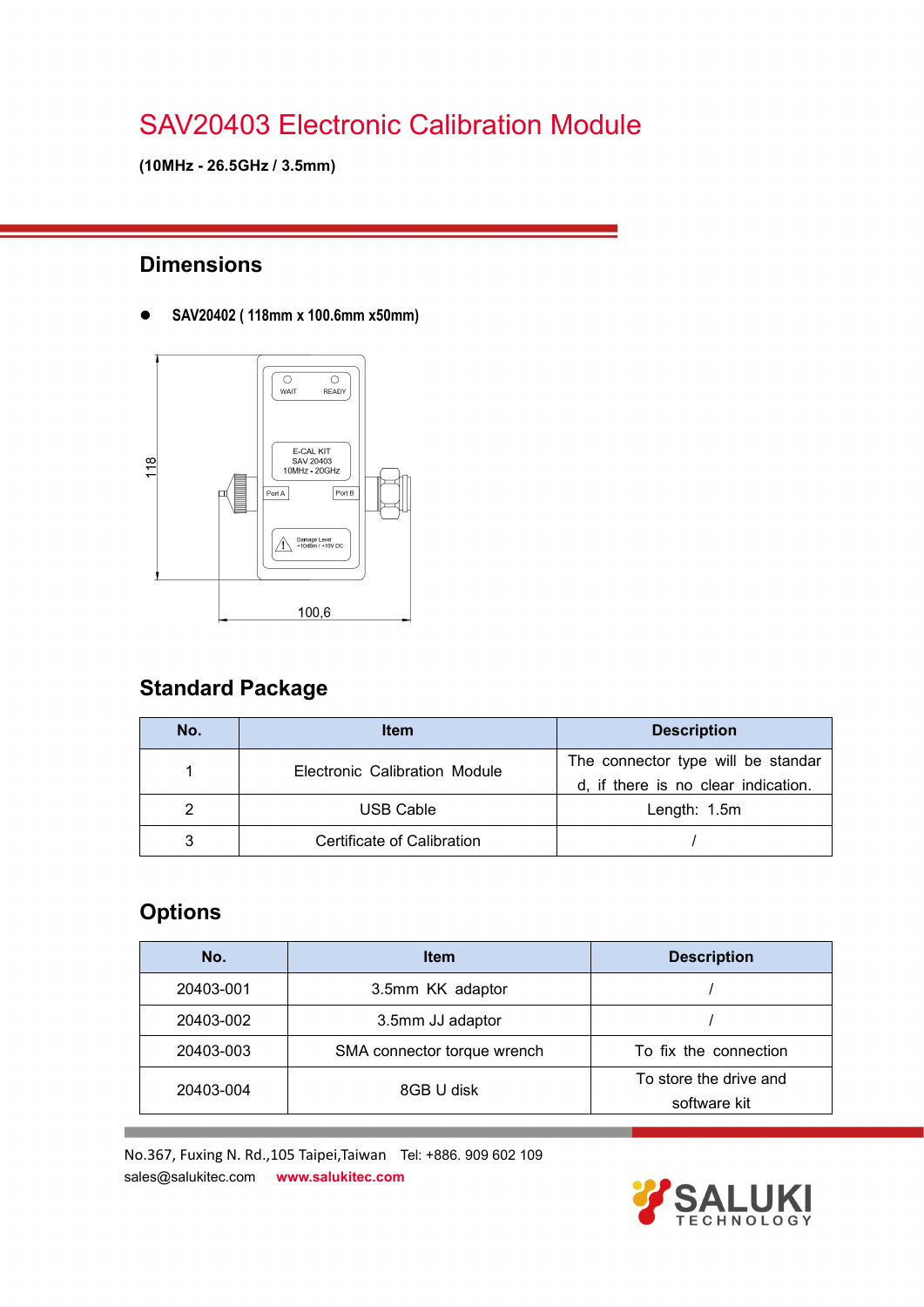# SAV20403 Electronic Calibration Module

**(10MHz - 26.5GHz / 3.5mm)**

## Dimensions

- **SAV20402 ( 118mm x 100.6mm x50mm)**

WAIT READY
E-CAL KIT
SAV 20403
10MHz - 20GHz
Port A
Port B
Damage Level +10dBm / +10V DC
118
100,6

## Standard Package

| No. | Item | Description |
|---|---|---|
| 1 | Electronic Calibration Module | The connector type will be standard, if there is no clear indication. |
| 2 | USB Cable | Length: 1.5m |
| 3 | Certificate of Calibration | / |

## Options

| No. | Item | Description |
|---|---|---|
| 20403-001 | 3.5mm KK adaptor | / |
| 20403-002 | 3.5mm JJ adaptor | / |
| 20403-003 | SMA connector torque wrench | To fix the connection |
| 20403-004 | 8GB U disk | To store the drive and software kit |

No.367, Fuxing N. Rd.,105 Taipei,Taiwan Tel: +886. 909 602 109
sales@salukitec.com **www.salukitec.com**

SALUKI TECHNOLOGY